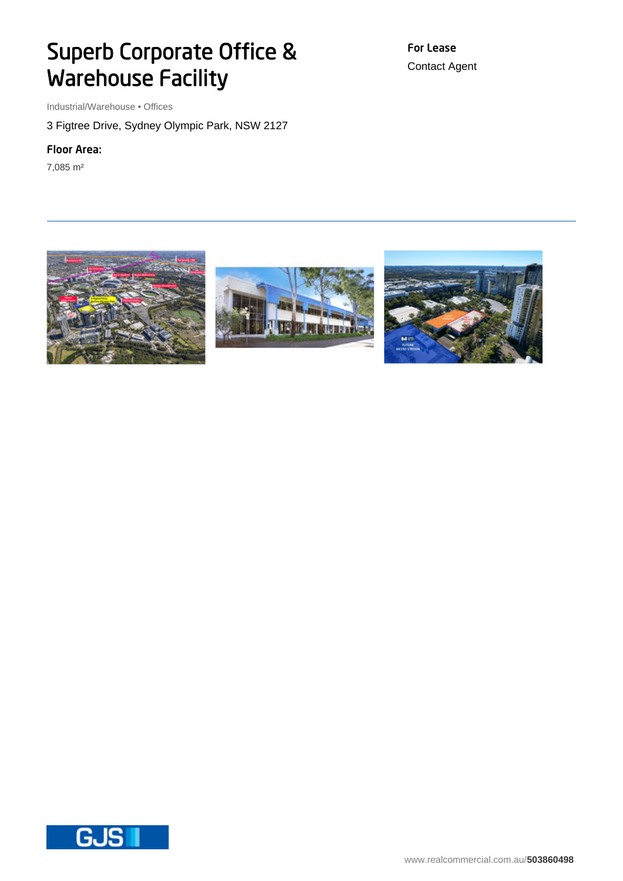# Superb Corporate Office & Warehouse Facility

**For Lease**

Contact Agent

Industrial/Warehouse • Offices

3 Figtree Drive, Sydney Olympic Park, NSW 2127

**Floor Area:**

7,085 m²

www.realcommercial.com.au/**503860498**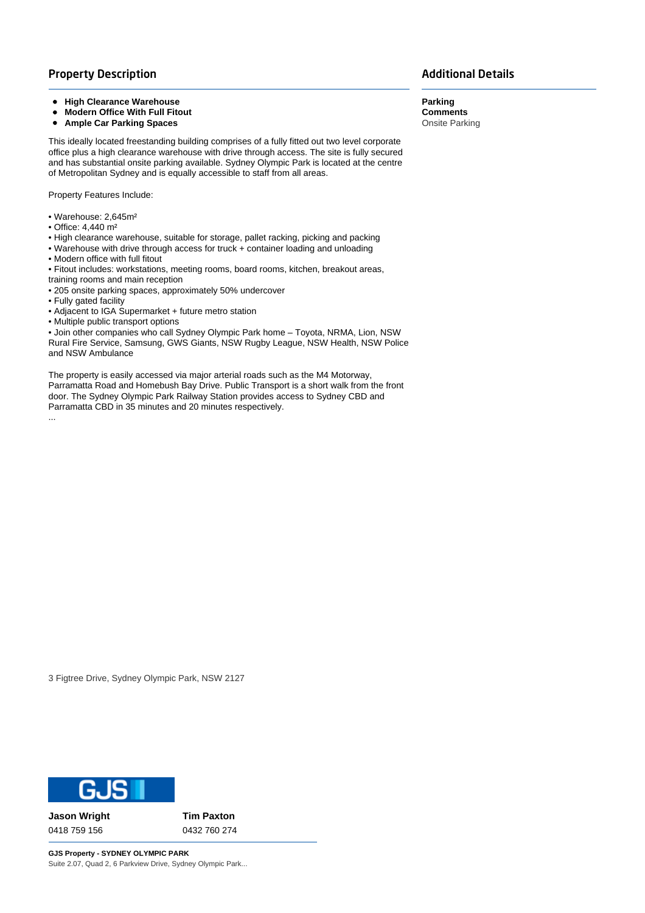## Property Description

- **High Clearance Warehouse**
- **Modern Office With Full Fitout**
- **Ample Car Parking Spaces**

This ideally located freestanding building comprises of a fully fitted out two level corporate office plus a high clearance warehouse with drive through access. The site is fully secured and has substantial onsite parking available. Sydney Olympic Park is located at the centre of Metropolitan Sydney and is equally accessible to staff from all areas.

Property Features Include:

• Warehouse: 2,645m²
• Office: 4,440 m²
• High clearance warehouse, suitable for storage, pallet racking, picking and packing
• Warehouse with drive through access for truck + container loading and unloading
• Modern office with full fitout
• Fitout includes: workstations, meeting rooms, board rooms, kitchen, breakout areas, training rooms and main reception
• 205 onsite parking spaces, approximately 50% undercover
• Fully gated facility
• Adjacent to IGA Supermarket + future metro station
• Multiple public transport options
• Join other companies who call Sydney Olympic Park home – Toyota, NRMA, Lion, NSW Rural Fire Service, Samsung, GWS Giants, NSW Rugby League, NSW Health, NSW Police and NSW Ambulance

The property is easily accessed via major arterial roads such as the M4 Motorway, Parramatta Road and Homebush Bay Drive. Public Transport is a short walk from the front door. The Sydney Olympic Park Railway Station provides access to Sydney CBD and Parramatta CBD in 35 minutes and 20 minutes respectively.
...

## Additional Details

**Parking Comments**
Onsite Parking

3 Figtree Drive, Sydney Olympic Park, NSW 2127

GJS

**Jason Wright**
0418 759 156

**Tim Paxton**
0432 760 274

**GJS Property - SYDNEY OLYMPIC PARK**
Suite 2.07, Quad 2, 6 Parkview Drive, Sydney Olympic Park...